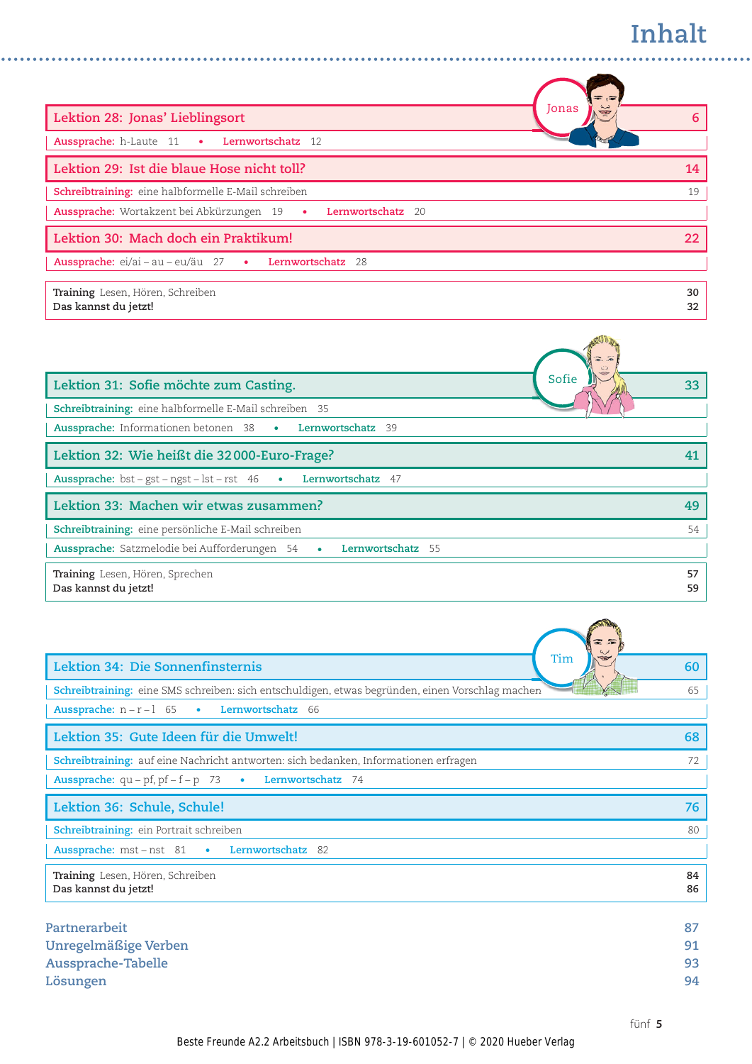# Inhalt

Jonas

**Lektion 28: Jonas' Lieblingsort** 6

Aussprache: h-Laute 11 • Lernwortschatz 12

**Lektion 29: Ist die blaue Hose nicht toll?** 14

Schreibtraining: eine halbformelle E-Mail schreiben 19

Aussprache: Wortakzent bei Abkürzungen 19 • Lernwortschatz 20

**Lektion 30: Mach doch ein Praktikum!** 22

Aussprache: ei/ai – au – eu/äu 27 • Lernwortschatz 28

**Training** Lesen, Hören, Schreiben 30
**Das kannst du jetzt!** 32

Sofie

**Lektion 31: Sofie möchte zum Casting.** 33

Schreibtraining: eine halbformelle E-Mail schreiben 35

Aussprache: Informationen betonen 38 • Lernwortschatz 39

**Lektion 32: Wie heißt die 32 000-Euro-Frage?** 41

Aussprache: bst – gst – ngst – lst – rst 46 • Lernwortschatz 47

**Lektion 33: Machen wir etwas zusammen?** 49

Schreibtraining: eine persönliche E-Mail schreiben 54

Aussprache: Satzmelodie bei Aufforderungen 54 • Lernwortschatz 55

**Training** Lesen, Hören, Sprechen 57
**Das kannst du jetzt!** 59

Tim

**Lektion 34: Die Sonnenfinsternis** 60

Schreibtraining: eine SMS schreiben: sich entschuldigen, etwas begründen, einen Vorschlag machen 65

Aussprache: n – r – l 65 • Lernwortschatz 66

**Lektion 35: Gute Ideen für die Umwelt!** 68

Schreibtraining: auf eine Nachricht antworten: sich bedanken, Informationen erfragen 72

Aussprache: qu – pf, pf – f – p 73 • Lernwortschatz 74

**Lektion 36: Schule, Schule!** 76

Schreibtraining: ein Portrait schreiben 80

Aussprache: mst – nst 81 • Lernwortschatz 82

**Training** Lesen, Hören, Schreiben 84
**Das kannst du jetzt!** 86

Partnerarbeit 87
Unregelmäßige Verben 91
Aussprache-Tabelle 93
Lösungen 94

Beste Freunde A2.2 Arbeitsbuch | ISBN 978-3-19-601052-7 | © 2020 Hueber Verlag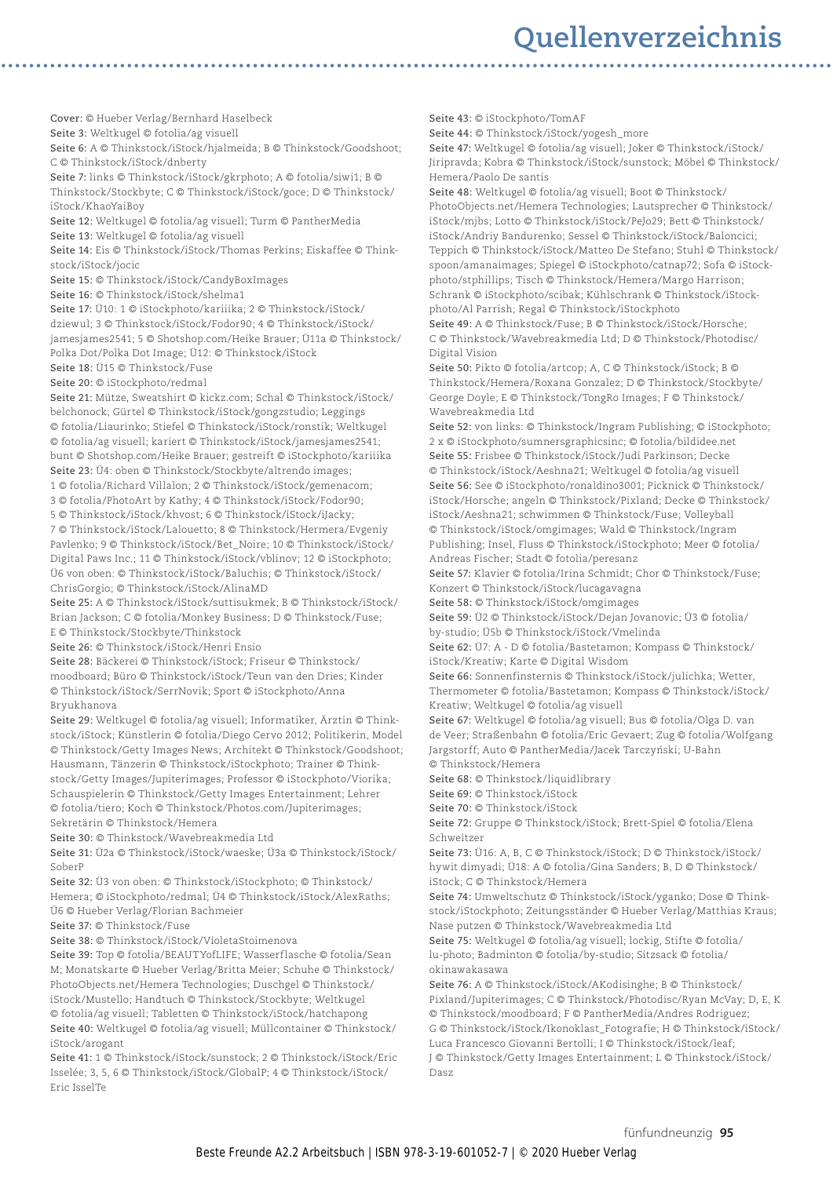# Quellenverzeichnis

**Cover:** © Hueber Verlag/Bernhard Haselbeck
**Seite 3:** Weltkugel © fotolia/ag visuell
**Seite 6:** A © Thinkstock/iStock/hjalmeida; B © Thinkstock/Goodshoot; C © Thinkstock/iStock/dnberty
**Seite 7:** links © Thinkstock/iStock/gkrphoto; A © fotolia/siwi1; B © Thinkstock/Stockbyte; C © Thinkstock/iStock/goce; D © Thinkstock/iStock/KhaoYaiBoy
**Seite 12:** Weltkugel © fotolia/ag visuell; Turm © PantherMedia
**Seite 13:** Weltkugel © fotolia/ag visuell
**Seite 14:** Eis © Thinkstock/iStock/Thomas Perkins; Eiskaffee © Thinkstock/iStock/jocic
**Seite 15:** © Thinkstock/iStock/CandyBoxImages
**Seite 16:** © Thinkstock/iStock/shelma1
**Seite 17:** Ü10: 1 © iStockphoto/kariiika; 2 © Thinkstock/iStock/dziewul; 3 © Thinkstock/iStock/Fodor90; 4 © Thinkstock/iStock/jamesjames2541; 5 © Shotshop.com/Heike Brauer; Ü11a © Thinkstock/Polka Dot/Polka Dot Image; Ü12: © Thinkstock/iStock
**Seite 18:** Ü15 © Thinkstock/Fuse
**Seite 20:** © iStockphoto/redmal
**Seite 21:** Mütze, Sweatshirt © kickz.com; Schal © Thinkstock/iStock/belchonock; Gürtel © Thinkstock/iStock/gongzstudio; Leggings © fotolia/Liaurinko; Stiefel © Thinkstock/iStock/ronstik; Weltkugel © fotolia/ag visuell; kariert © Thinkstock/iStock/jamesjames2541; bunt © Shotshop.com/Heike Brauer; gestreift © iStockphoto/kariiika
**Seite 23:** Ü4: oben © Thinkstock/Stockbyte/altrendo images; 1 © fotolia/Richard Villalon; 2 © Thinkstock/iStock/gemenacom; 3 © fotolia/PhotoArt by Kathy; 4 © Thinkstock/iStock/Fodor90; 5 © Thinkstock/iStock/khvost; 6 © Thinkstock/iStock/iJacky; 7 © Thinkstock/iStock/Lalouetto; 8 © Thinkstock/Hermera/Evgeniy Pavlenko; 9 © Thinkstock/iStock/Bet_Noire; 10 © Thinkstock/iStock/Digital Paws Inc.; 11 © Thinkstock/iStock/vblinov; 12 © iStockphoto; Ü6 von oben: © Thinkstock/iStock/Baluchis; © Thinkstock/iStock/ChrisGorgio; © Thinkstock/iStock/AlinaMD
**Seite 25:** A © Thinkstock/iStock/suttisukmek; B © Thinkstock/iStock/Brian Jackson; C © fotolia/Monkey Business; D © Thinkstock/Fuse; E © Thinkstock/Stockbyte/Thinkstock
**Seite 26:** © Thinkstock/iStock/Henri Ensio
**Seite 28:** Bäckerei © Thinkstock/iStock; Friseur © Thinkstock/moodboard; Büro © Thinkstock/iStock/Teun van den Dries; Kinder © Thinkstock/iStock/SerrNovik; Sport © iStockphoto/Anna Bryukhanova
**Seite 29:** Weltkugel © fotolia/ag visuell; Informatiker, Ärztin © Thinkstock/iStock; Künstlerin © fotolia/Diego Cervo 2012; Politikerin, Model © Thinkstock/Getty Images News; Architekt © Thinkstock/Goodshoot; Hausmann, Tänzerin © Thinkstock/iStockphoto; Trainer © Thinkstock/Getty Images/Jupiterimages; Professor © iStockphoto/Viorika; Schauspielerin © Thinkstock/Getty Images Entertainment; Lehrer © fotolia/tiero; Koch © Thinkstock/Photos.com/Jupiterimages; Sekretärin © Thinkstock/Hemera
**Seite 30:** © Thinkstock/Wavebreakmedia Ltd
**Seite 31:** Ü2a © Thinkstock/iStock/waeske; Ü3a © Thinkstock/iStock/SoberP
**Seite 32:** Ü3 von oben: © Thinkstock/iStockphoto; © Thinkstock/Hemera; © iStockphoto/redmal; Ü4 © Thinkstock/iStock/AlexRaths; Ü6 © Hueber Verlag/Florian Bachmeier
**Seite 37:** © Thinkstock/Fuse
**Seite 38:** © Thinkstock/iStock/VioletaStoimenova
**Seite 39:** Top © fotolia/BEAUTYofLIFE; Wasserflasche © fotolia/Sean M; Monatskarte © Hueber Verlag/Britta Meier; Schuhe © Thinkstock/PhotoObjects.net/Hemera Technologies; Duschgel © Thinkstock/iStock/Mustello; Handtuch © Thinkstock/Stockbyte; Weltkugel © fotolia/ag visuell; Tabletten © Thinkstock/iStock/hatchapong
**Seite 40:** Weltkugel © fotolia/ag visuell; Müllcontainer © Thinkstock/iStock/arogant
**Seite 41:** 1 © Thinkstock/iStock/sunstock; 2 © Thinkstock/iStock/Eric Isselée; 3, 5, 6 © Thinkstock/iStock/GlobalP; 4 © Thinkstock/iStock/Eric IsselTe
**Seite 43:** © iStockphoto/TomAF
**Seite 44:** © Thinkstock/iStock/yogesh_more
**Seite 47:** Weltkugel © fotolia/ag visuell; Joker © Thinkstock/iStock/Jiripravda; Kobra © Thinkstock/iStock/sunstock; Möbel © Thinkstock/Hemera/Paolo De santis
**Seite 48:** Weltkugel © fotolia/ag visuell; Boot © Thinkstock/PhotoObjects.net/Hemera Technologies; Lautsprecher © Thinkstock/iStock/mjbs; Lotto © Thinkstock/iStock/PeJo29; Bett © Thinkstock/iStock/Andriy Bandurenko; Sessel © Thinkstock/iStock/Baloncici; Teppich © Thinkstock/iStock/Matteo De Stefano; Stuhl © Thinkstock/spoon/amanaimages; Spiegel © iStockphoto/catnap72; Sofa © iStockphoto/stphillips; Tisch © Thinkstock/Hemera/Margo Harrison; Schrank © iStockphoto/scibak; Kühlschrank © Thinkstock/iStockphoto/Al Parrish; Regal © Thinkstock/iStockphoto
**Seite 49:** A © Thinkstock/Fuse; B © Thinkstock/iStock/Horsche; C © Thinkstock/Wavebreakmedia Ltd; D © Thinkstock/Photodisc/Digital Vision
**Seite 50:** Pikto © fotolia/artcop; A, C © Thinkstock/iStock; B © Thinkstock/Hemera/Roxana Gonzalez; D © Thinkstock/Stockbyte/George Doyle; E © Thinkstock/TongRo Images; F © Thinkstock/Wavebreakmedia Ltd
**Seite 52:** von links: © Thinkstock/Ingram Publishing; © iStockphoto; 2 x © iStockphoto/sumnersgraphicsinc; © fotolia/bildidee.net
**Seite 55:** Frisbee © Thinkstock/iStock/Judi Parkinson; Decke © Thinkstock/iStock/Aeshna21; Weltkugel © fotolia/ag visuell
**Seite 56:** See © iStockphoto/ronaldino3001; Picknick © Thinkstock/iStock/Horsche; angeln © Thinkstock/Pixland; Decke © Thinkstock/iStock/Aeshna21; schwimmen © Thinkstock/Fuse; Volleyball © Thinkstock/iStock/omgimages; Wald © Thinkstock/Ingram Publishing; Insel, Fluss © Thinkstock/iStockphoto; Meer © fotolia/Andreas Fischer; Stadt © fotolia/peresanz
**Seite 57:** Klavier © fotolia/Irina Schmidt; Chor © Thinkstock/Fuse; Konzert © Thinkstock/iStock/lucagavagna
**Seite 58:** © Thinkstock/iStock/omgimages
**Seite 59:** Ü2 © Thinkstock/iStock/Dejan Jovanovic; Ü3 © fotolia/by-studio; Ü5b © Thinkstock/iStock/Vmelinda
**Seite 62:** Ü7: A - D © fotolia/Bastetamon; Kompass © Thinkstock/iStock/Kreatiw; Karte © Digital Wisdom
**Seite 66:** Sonnenfinsternis © Thinkstock/iStock/julichka; Wetter, Thermometer © fotolia/Bastetamon; Kompass © Thinkstock/iStock/Kreatiw; Weltkugel © fotolia/ag visuell
**Seite 67:** Weltkugel © fotolia/ag visuell; Bus © fotolia/Olga D. van de Veer; Straßenbahn © fotolia/Eric Gevaert; Zug © fotolia/Wolfgang Jargstorff; Auto © PantherMedia/Jacek Tarczyński; U-Bahn © Thinkstock/Hemera
**Seite 68:** © Thinkstock/liquidlibrary
**Seite 69:** © Thinkstock/iStock
**Seite 70:** © Thinkstock/iStock
**Seite 72:** Gruppe © Thinkstock/iStock; Brett-Spiel © fotolia/Elena Schweitzer
**Seite 73:** Ü16: A, B, C © Thinkstock/iStock; D © Thinkstock/iStock/hywit dimyadi; Ü18: A © fotolia/Gina Sanders; B, D © Thinkstock/iStock; C © Thinkstock/Hemera
**Seite 74:** Umweltschutz © Thinkstock/iStock/yganko; Dose © Thinkstock/iStockphoto; Zeitungsständer © Hueber Verlag/Matthias Kraus; Nase putzen © Thinkstock/Wavebreakmedia Ltd
**Seite 75:** Weltkugel © fotolia/ag visuell; lockig, Stifte © fotolia/lu-photo; Badminton © fotolia/by-studio; Sitzsack © fotolia/okinawakasawa
**Seite 76:** A © Thinkstock/iStock/AKodisinghe; B © Thinkstock/Pixland/Jupiterimages; C © Thinkstock/Photodisc/Ryan McVay; D, E, K © Thinkstock/moodboard; F © PantherMedia/Andres Rodriguez; G © Thinkstock/iStock/Ikonoklast_Fotografie; H © Thinkstock/iStock/Luca Francesco Giovanni Bertolli; I © Thinkstock/iStock/leaf; J © Thinkstock/Getty Images Entertainment; L © Thinkstock/iStock/Dasz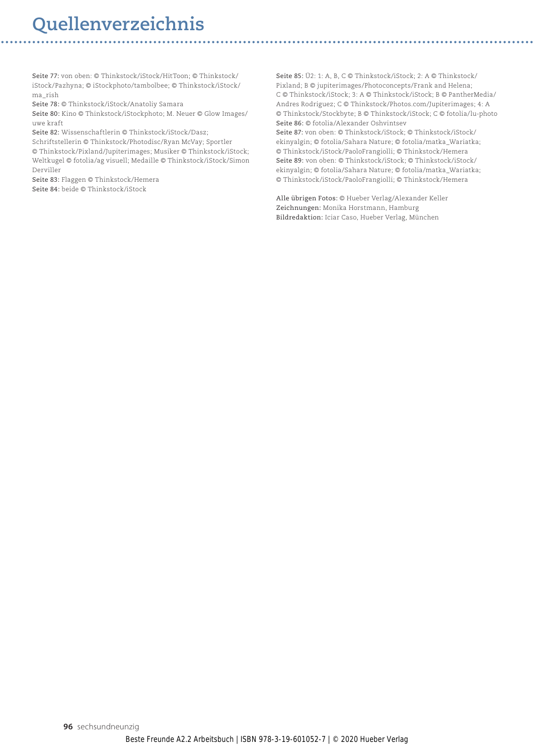# Quellenverzeichnis

**Seite 77:** von oben: © Thinkstock/iStock/HitToon; © Thinkstock/iStock/Pazhyna; © iStockphoto/tambolbee; © Thinkstock/iStock/ma_rish

**Seite 78:** © Thinkstock/iStock/Anatoliy Samara

**Seite 80:** Kino © Thinkstock/iStockphoto; M. Neuer © Glow Images/uwe kraft

**Seite 82:** Wissenschaftlerin © Thinkstock/iStock/Dasz; Schriftstellerin © Thinkstock/Photodisc/Ryan McVay; Sportler © Thinkstock/Pixland/Jupiterimages; Musiker © Thinkstock/iStock; Weltkugel © fotolia/ag visuell; Medaille © Thinkstock/iStock/Simon Derviller

**Seite 83:** Flaggen © Thinkstock/Hemera

**Seite 84:** beide © Thinkstock/iStock

**Seite 85:** Ü2: 1: A, B, C © Thinkstock/iStock; 2: A © Thinkstock/Pixland; B © jupiterimages/Photoconcepts/Frank and Helena; C © Thinkstock/iStock; 3: A © Thinkstock/iStock; B © PantherMedia/Andres Rodriguez; C © Thinkstock/Photos.com/Jupiterimages; 4: A © Thinkstock/Stockbyte; B © Thinkstock/iStock; C © fotolia/lu-photo

**Seite 86:** © fotolia/Alexander Oshvintsev

**Seite 87:** von oben: © Thinkstock/iStock; © Thinkstock/iStock/ekinyalgin; © fotolia/Sahara Nature; © fotolia/matka_Wariatka; © Thinkstock/iStock/PaoloFrangiolli; © Thinkstock/Hemera

**Seite 89:** von oben: © Thinkstock/iStock; © Thinkstock/iStock/ekinyalgin; © fotolia/Sahara Nature; © fotolia/matka_Wariatka; © Thinkstock/iStock/PaoloFrangiolli; © Thinkstock/Hemera

**Alle übrigen Fotos:** © Hueber Verlag/Alexander Keller
**Zeichnungen:** Monika Horstmann, Hamburg
**Bildredaktion:** Iciar Caso, Hueber Verlag, München

Beste Freunde A2.2 Arbeitsbuch | ISBN 978-3-19-601052-7 | © 2020 Hueber Verlag